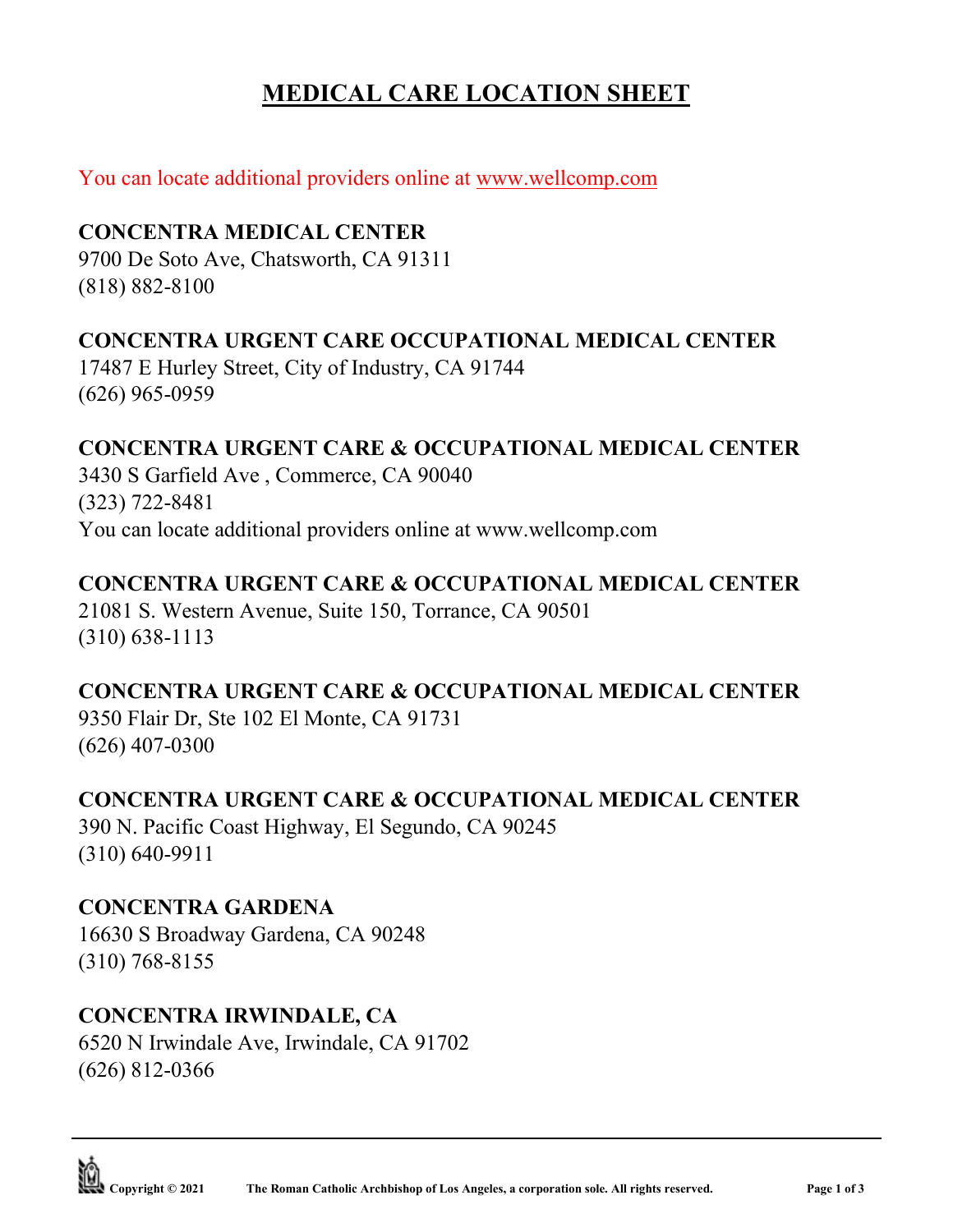# MEDICAL CARE LOCATION SHEET

You can locate additional providers online at [www.wellcomp.com](http://www.wellcomp.com)

**CONCENTRA MEDICAL CENTER**
9700 De Soto Ave, Chatsworth, CA 91311
(818) 882-8100

**CONCENTRA URGENT CARE OCCUPATIONAL MEDICAL CENTER**
17487 E Hurley Street, City of Industry, CA 91744
(626) 965-0959

**CONCENTRA URGENT CARE & OCCUPATIONAL MEDICAL CENTER**
3430 S Garfield Ave , Commerce, CA 90040
(323) 722-8481
You can locate additional providers online at www.wellcomp.com

**CONCENTRA URGENT CARE & OCCUPATIONAL MEDICAL CENTER**
21081 S. Western Avenue, Suite 150, Torrance, CA 90501
(310) 638-1113

**CONCENTRA URGENT CARE & OCCUPATIONAL MEDICAL CENTER**
9350 Flair Dr, Ste 102 El Monte, CA 91731
(626) 407-0300

**CONCENTRA URGENT CARE & OCCUPATIONAL MEDICAL CENTER**
390 N. Pacific Coast Highway, El Segundo, CA 90245
(310) 640-9911

**CONCENTRA GARDENA**
16630 S Broadway Gardena, CA 90248
(310) 768-8155

**CONCENTRA IRWINDALE, CA**
6520 N Irwindale Ave, Irwindale, CA 91702
(626) 812-0366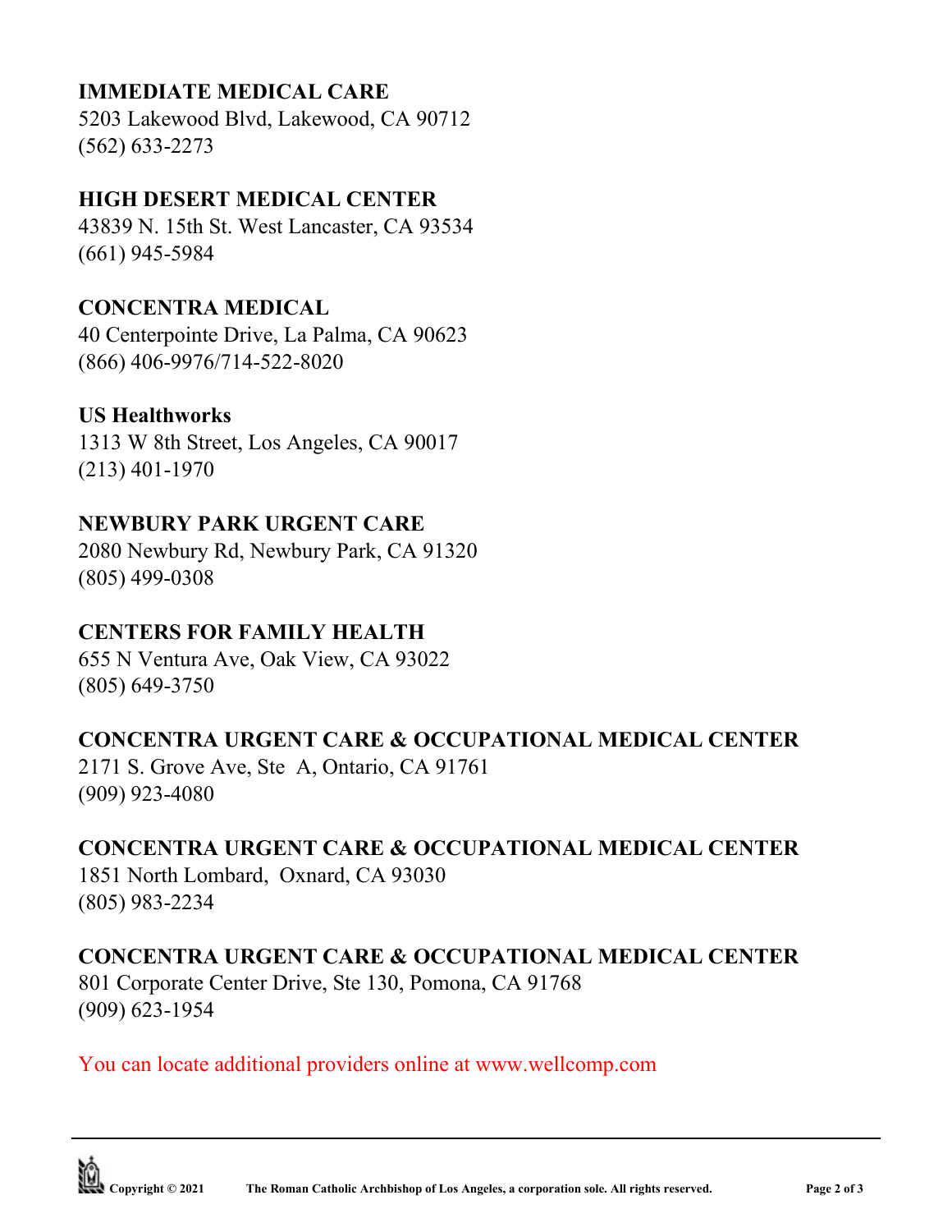**IMMEDIATE MEDICAL CARE**
5203 Lakewood Blvd, Lakewood, CA 90712
(562) 633-2273

**HIGH DESERT MEDICAL CENTER**
43839 N. 15th St. West Lancaster, CA 93534
(661) 945-5984

**CONCENTRA MEDICAL**
40 Centerpointe Drive, La Palma, CA 90623
(866) 406-9976/714-522-8020

**US Healthworks**
1313 W 8th Street, Los Angeles, CA 90017
(213) 401-1970

**NEWBURY PARK URGENT CARE**
2080 Newbury Rd, Newbury Park, CA 91320
(805) 499-0308

**CENTERS FOR FAMILY HEALTH**
655 N Ventura Ave, Oak View, CA 93022
(805) 649-3750

**CONCENTRA URGENT CARE & OCCUPATIONAL MEDICAL CENTER**
2171 S. Grove Ave, Ste A, Ontario, CA 91761
(909) 923-4080

**CONCENTRA URGENT CARE & OCCUPATIONAL MEDICAL CENTER**
1851 North Lombard, Oxnard, CA 93030
(805) 983-2234

**CONCENTRA URGENT CARE & OCCUPATIONAL MEDICAL CENTER**
801 Corporate Center Drive, Ste 130, Pomona, CA 91768
(909) 623-1954

You can locate additional providers online at www.wellcomp.com

**Copyright © 2021 The Roman Catholic Archbishop of Los Angeles, a corporation sole. All rights reserved.**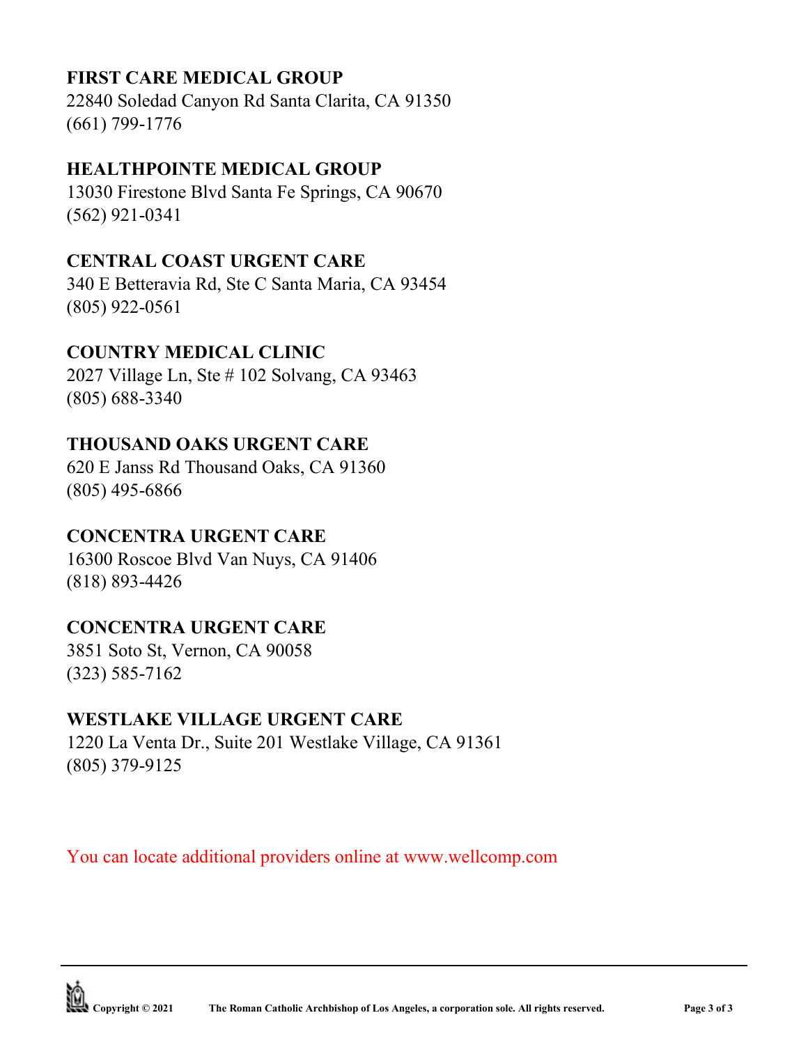**FIRST CARE MEDICAL GROUP**
22840 Soledad Canyon Rd Santa Clarita, CA 91350
(661) 799-1776

**HEALTHPOINTE MEDICAL GROUP**
13030 Firestone Blvd Santa Fe Springs, CA 90670
(562) 921-0341

**CENTRAL COAST URGENT CARE**
340 E Betteravia Rd, Ste C Santa Maria, CA 93454
(805) 922-0561

**COUNTRY MEDICAL CLINIC**
2027 Village Ln, Ste # 102 Solvang, CA 93463
(805) 688-3340

**THOUSAND OAKS URGENT CARE**
620 E Janss Rd Thousand Oaks, CA 91360
(805) 495-6866

**CONCENTRA URGENT CARE**
16300 Roscoe Blvd Van Nuys, CA 91406
(818) 893-4426

**CONCENTRA URGENT CARE**
3851 Soto St, Vernon, CA 90058
(323) 585-7162

**WESTLAKE VILLAGE URGENT CARE**
1220 La Venta Dr., Suite 201 Westlake Village, CA 91361
(805) 379-9125

You can locate additional providers online at www.wellcomp.com

Copyright © 2021 The Roman Catholic Archbishop of Los Angeles, a corporation sole. All rights reserved.